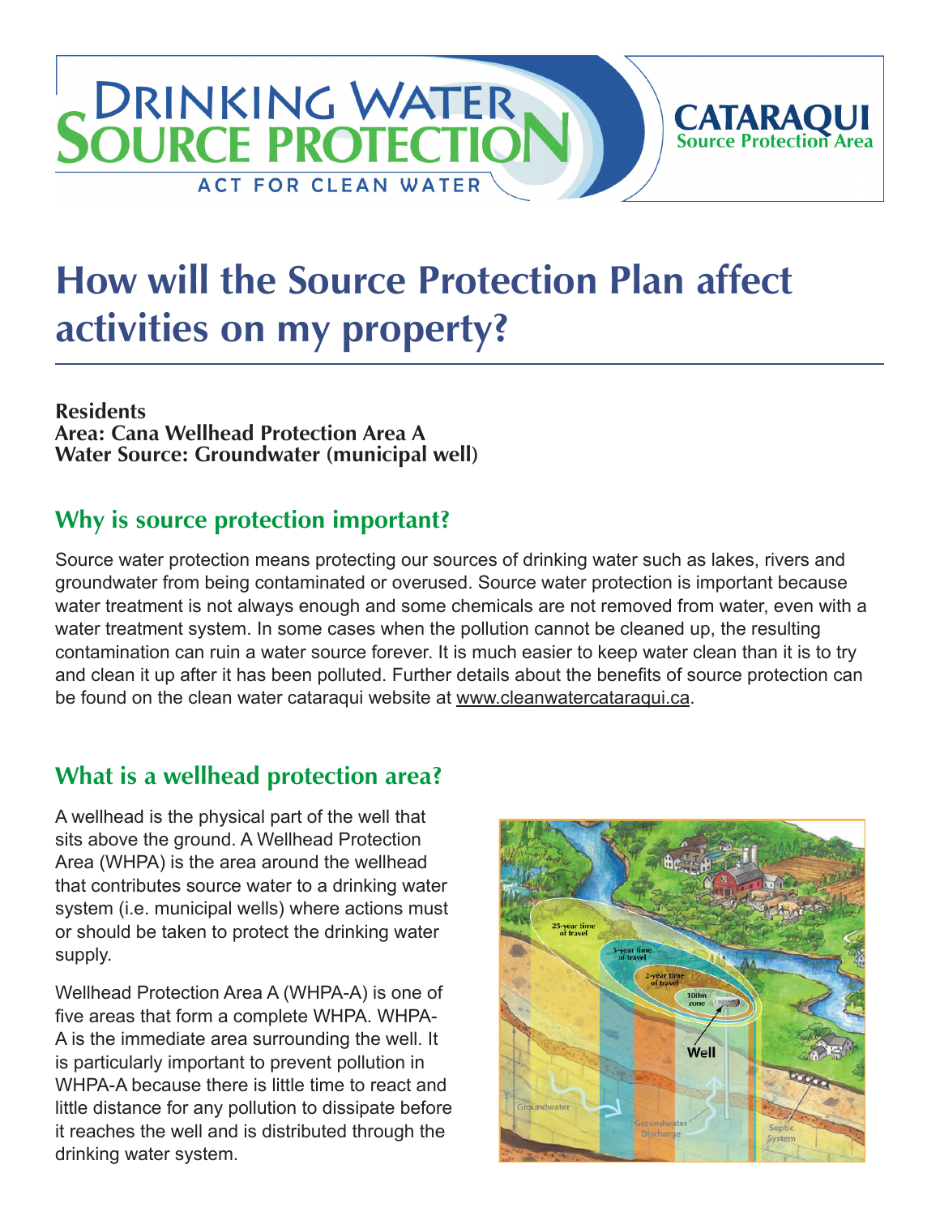# How will the Source Protection Plan affect activities on my property?

**Residents**
**Area: Cana Wellhead Protection Area A**
**Water Source: Groundwater (municipal well)**

## Why is source protection important?

Source water protection means protecting our sources of drinking water such as lakes, rivers and groundwater from being contaminated or overused. Source water protection is important because water treatment is not always enough and some chemicals are not removed from water, even with a water treatment system. In some cases when the pollution cannot be cleaned up, the resulting contamination can ruin a water source forever. It is much easier to keep water clean than it is to try and clean it up after it has been polluted. Further details about the benefits of source protection can be found on the clean water cataraqui website at www.cleanwatercataraqui.ca.

## What is a wellhead protection area?

A wellhead is the physical part of the well that sits above the ground. A Wellhead Protection Area (WHPA) is the area around the wellhead that contributes source water to a drinking water system (i.e. municipal wells) where actions must or should be taken to protect the drinking water supply.

Wellhead Protection Area A (WHPA-A) is one of five areas that form a complete WHPA. WHPA-A is the immediate area surrounding the well. It is particularly important to prevent pollution in WHPA-A because there is little time to react and little distance for any pollution to dissipate before it reaches the well and is distributed through the drinking water system.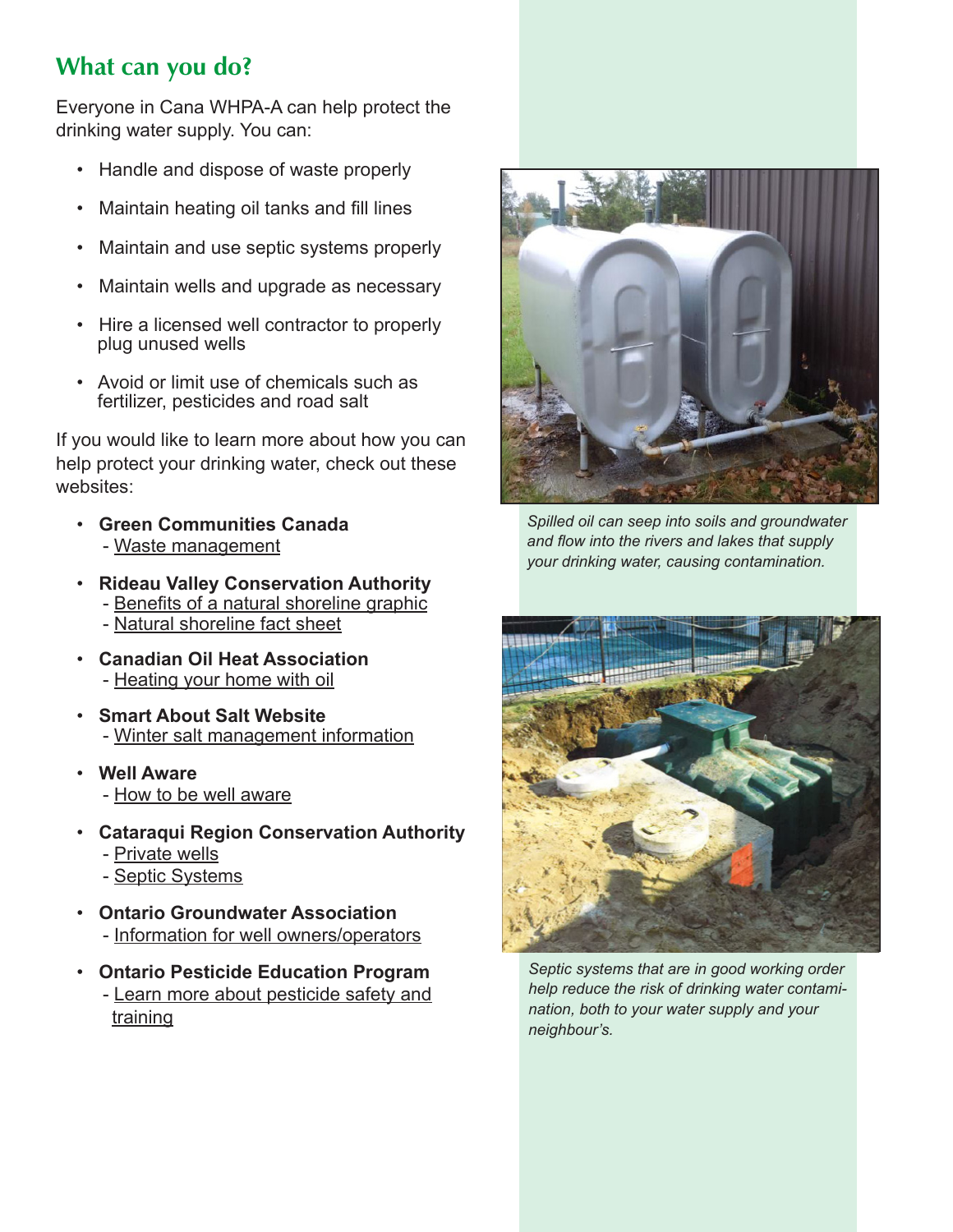## What can you do?

Everyone in Cana WHPA-A can help protect the drinking water supply. You can:

- Handle and dispose of waste properly
- Maintain heating oil tanks and fill lines
- Maintain and use septic systems properly
- Maintain wells and upgrade as necessary
- Hire a licensed well contractor to properly plug unused wells
- Avoid or limit use of chemicals such as fertilizer, pesticides and road salt

If you would like to learn more about how you can help protect your drinking water, check out these websites:

- **Green Communities Canada**
  - Waste management
- **Rideau Valley Conservation Authority**
  - Benefits of a natural shoreline graphic
  - Natural shoreline fact sheet
- **Canadian Oil Heat Association**
  - Heating your home with oil
- **Smart About Salt Website**
  - Winter salt management information
- **Well Aware**
  - How to be well aware
- **Cataraqui Region Conservation Authority**
  - Private wells
  - Septic Systems
- **Ontario Groundwater Association**
  - Information for well owners/operators
- **Ontario Pesticide Education Program**
  - Learn more about pesticide safety and training

*Spilled oil can seep into soils and groundwater and flow into the rivers and lakes that supply your drinking water, causing contamination.*

*Septic systems that are in good working order help reduce the risk of drinking water contamination, both to your water supply and your neighbour's.*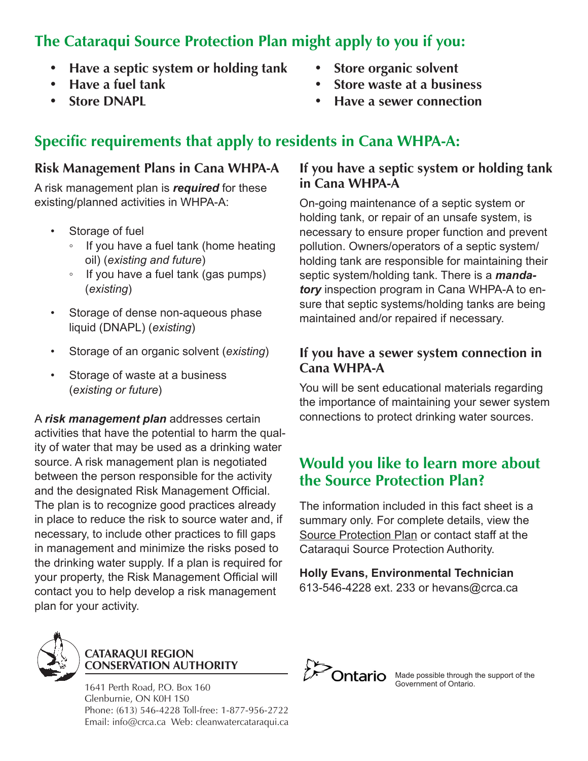## The Cataraqui Source Protection Plan might apply to you if you:

- Have a septic system or holding tank
- Have a fuel tank
- Store DNAPL
- Store organic solvent
- Store waste at a business
- Have a sewer connection

## Specific requirements that apply to residents in Cana WHPA-A:

### Risk Management Plans in Cana WHPA-A

A risk management plan is ***required*** for these existing/planned activities in WHPA-A:

- Storage of fuel
    - If you have a fuel tank (home heating oil) (*existing and future*)
    - If you have a fuel tank (gas pumps) (*existing*)
- Storage of dense non-aqueous phase liquid (DNAPL) (*existing*)
- Storage of an organic solvent (*existing*)
- Storage of waste at a business (*existing or future*)

A ***risk management plan*** addresses certain activities that have the potential to harm the quality of water that may be used as a drinking water source. A risk management plan is negotiated between the person responsible for the activity and the designated Risk Management Official. The plan is to recognize good practices already in place to reduce the risk to source water and, if necessary, to include other practices to fill gaps in management and minimize the risks posed to the drinking water supply. If a plan is required for your property, the Risk Management Official will contact you to help develop a risk management plan for your activity.

### If you have a septic system or holding tank in Cana WHPA-A

On-going maintenance of a septic system or holding tank, or repair of an unsafe system, is necessary to ensure proper function and prevent pollution. Owners/operators of a septic system/holding tank are responsible for maintaining their septic system/holding tank. There is a ***mandatory*** inspection program in Cana WHPA-A to ensure that septic systems/holding tanks are being maintained and/or repaired if necessary.

### If you have a sewer system connection in Cana WHPA-A

You will be sent educational materials regarding the importance of maintaining your sewer system connections to protect drinking water sources.

## Would you like to learn more about the Source Protection Plan?

The information included in this fact sheet is a summary only. For complete details, view the Source Protection Plan or contact staff at the Cataraqui Source Protection Authority.

**Holly Evans, Environmental Technician**
613-546-4228 ext. 233 or hevans@crca.ca

**CATARAQUI REGION CONSERVATION AUTHORITY**
1641 Perth Road, P.O. Box 160
Glenburnie, ON K0H 1S0
Phone: (613) 546-4228 Toll-free: 1-877-956-2722
Email: info@crca.ca Web: cleanwatercataraqui.ca

Ontario

Made possible through the support of the Government of Ontario.